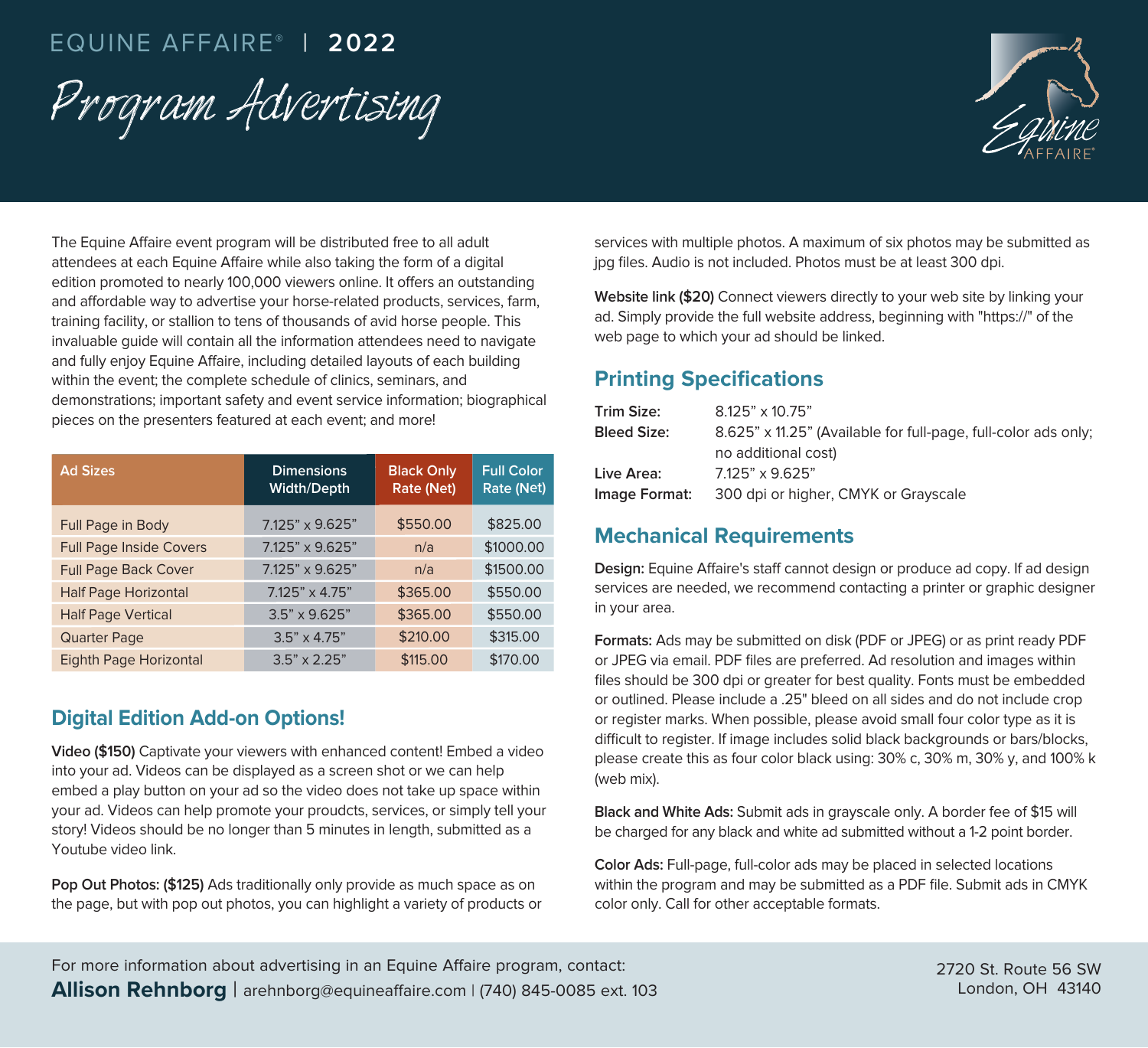EQUINE AFFAIRE® | 2022

# Program Advertising

The Equine Affaire event program will be distributed free to all adult attendees at each Equine Affaire while also taking the form of a digital edition promoted to nearly 100,000 viewers online. It offers an outstanding and affordable way to advertise your horse-related products, services, farm, training facility, or stallion to tens of thousands of avid horse people. This invaluable guide will contain all the information attendees need to navigate and fully enjoy Equine Affaire, including detailed layouts of each building within the event; the complete schedule of clinics, seminars, and demonstrations; important safety and event service information; biographical pieces on the presenters featured at each event; and more!

| Ad Sizes | Dimensions Width/Depth | Black Only Rate (Net) | Full Color Rate (Net) |
|---|---|---|---|
| Full Page in Body | 7.125" x 9.625" | $550.00 | $825.00 |
| Full Page Inside Covers | 7.125" x 9.625" | n/a | $1000.00 |
| Full Page Back Cover | 7.125" x 9.625" | n/a | $1500.00 |
| Half Page Horizontal | 7.125" x 4.75" | $365.00 | $550.00 |
| Half Page Vertical | 3.5" x 9.625" | $365.00 | $550.00 |
| Quarter Page | 3.5" x 4.75" | $210.00 | $315.00 |
| Eighth Page Horizontal | 3.5" x 2.25" | $115.00 | $170.00 |

## Digital Edition Add-on Options!

**Video ($150)** Captivate your viewers with enhanced content! Embed a video into your ad. Videos can be displayed as a screen shot or we can help embed a play button on your ad so the video does not take up space within your ad. Videos can help promote your proudcts, services, or simply tell your story! Videos should be no longer than 5 minutes in length, submitted as a Youtube video link.

**Pop Out Photos: ($125)** Ads traditionally only provide as much space as on the page, but with pop out photos, you can highlight a variety of products or services with multiple photos. A maximum of six photos may be submitted as jpg files. Audio is not included. Photos must be at least 300 dpi.

**Website link ($20)** Connect viewers directly to your web site by linking your ad. Simply provide the full website address, beginning with "https://" of the web page to which your ad should be linked.

## Printing Specifications

**Trim Size:** 8.125" x 10.75"
**Bleed Size:** 8.625" x 11.25" (Available for full-page, full-color ads only; no additional cost)
**Live Area:** 7.125" x 9.625"
**Image Format:** 300 dpi or higher, CMYK or Grayscale

## Mechanical Requirements

**Design:** Equine Affaire's staff cannot design or produce ad copy. If ad design services are needed, we recommend contacting a printer or graphic designer in your area.

**Formats:** Ads may be submitted on disk (PDF or JPEG) or as print ready PDF or JPEG via email. PDF files are preferred. Ad resolution and images within files should be 300 dpi or greater for best quality. Fonts must be embedded or outlined. Please include a .25" bleed on all sides and do not include crop or register marks. When possible, please avoid small four color type as it is difficult to register. If image includes solid black backgrounds or bars/blocks, please create this as four color black using: 30% c, 30% m, 30% y, and 100% k (web mix).

**Black and White Ads:** Submit ads in grayscale only. A border fee of $15 will be charged for any black and white ad submitted without a 1-2 point border.

**Color Ads:** Full-page, full-color ads may be placed in selected locations within the program and may be submitted as a PDF file. Submit ads in CMYK color only. Call for other acceptable formats.

For more information about advertising in an Equine Affaire program, contact:
**Allison Rehnborg** | arehnborg@equineaffaire.com | (740) 845-0085 ext. 103

2720 St. Route 56 SW
London, OH 43140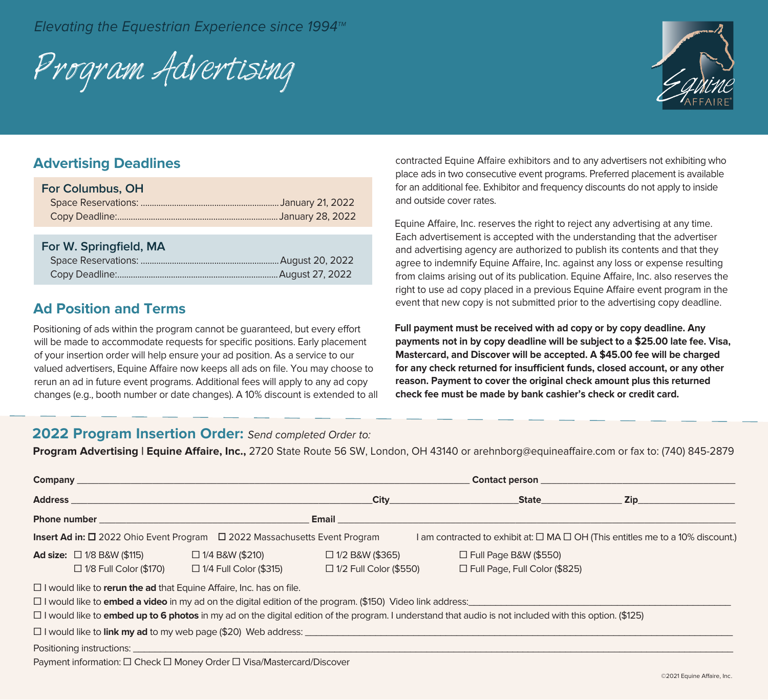*Elevating the Equestrian Experience since 1994™*

# Program Advertising

Equine AFFAIRE®

## Advertising Deadlines

**For Columbus, OH**

Space Reservations: .......... January 21, 2022
Copy Deadline: .......... January 28, 2022

**For W. Springfield, MA**

Space Reservations: .......... August 20, 2022
Copy Deadline: .......... August 27, 2022

## Ad Position and Terms

Positioning of ads within the program cannot be guaranteed, but every effort will be made to accommodate requests for specific positions. Early placement of your insertion order will help ensure your ad position. As a service to our valued advertisers, Equine Affaire now keeps all ads on file. You may choose to rerun an ad in future event programs. Additional fees will apply to any ad copy changes (e.g., booth number or date changes). A 10% discount is extended to all contracted Equine Affaire exhibitors and to any advertisers not exhibiting who place ads in two consecutive event programs. Preferred placement is available for an additional fee. Exhibitor and frequency discounts do not apply to inside and outside cover rates.

Equine Affaire, Inc. reserves the right to reject any advertising at any time. Each advertisement is accepted with the understanding that the advertiser and advertising agency are authorized to publish its contents and that they agree to indemnify Equine Affaire, Inc. against any loss or expense resulting from claims arising out of its publication. Equine Affaire, Inc. also reserves the right to use ad copy placed in a previous Equine Affaire event program in the event that new copy is not submitted prior to the advertising copy deadline.

**Full payment must be received with ad copy or by copy deadline. Any payments not in by copy deadline will be subject to a $25.00 late fee. Visa, Mastercard, and Discover will be accepted. A $45.00 fee will be charged for any check returned for insufficient funds, closed account, or any other reason. Payment to cover the original check amount plus this returned check fee must be made by bank cashier's check or credit card.**

## 2022 Program Insertion Order: *Send completed Order to:*

**Program Advertising | Equine Affaire, Inc.,** 2720 State Route 56 SW, London, OH 43140 or arehnborg@equineaffaire.com or fax to: (740) 845-2879

**Company** ______________________ **Contact person** ______________________

**Address** ______________________ **City** ______________ **State** __________ **Zip** __________

**Phone number** ______________________ **Email** ______________________

**Insert Ad in:** ☐ 2022 Ohio Event Program ☐ 2022 Massachusetts Event Program I am contracted to exhibit at: ☐ MA ☐ OH (This entitles me to a 10% discount.)

**Ad size:**

| | | | |
|---|---|---|---|
| ☐ 1/8 B&W ($115) | ☐ 1/4 B&W ($210) | ☐ 1/2 B&W ($365) | ☐ Full Page B&W ($550) |
| ☐ 1/8 Full Color ($170) | ☐ 1/4 Full Color ($315) | ☐ 1/2 Full Color ($550) | ☐ Full Page, Full Color ($825) |

☐ I would like to **rerun the ad** that Equine Affaire, Inc. has on file.

☐ I would like to **embed a video** in my ad on the digital edition of the program. ($150) Video link address: ______________________

☐ I would like to **embed up to 6 photos** in my ad on the digital edition of the program. I understand that audio is not included with this option. ($125)

☐ I would like to **link my ad** to my web page ($20) Web address: ______________________

Positioning instructions: ______________________

Payment information: ☐ Check ☐ Money Order ☐ Visa/Mastercard/Discover

©2021 Equine Affaire, Inc.